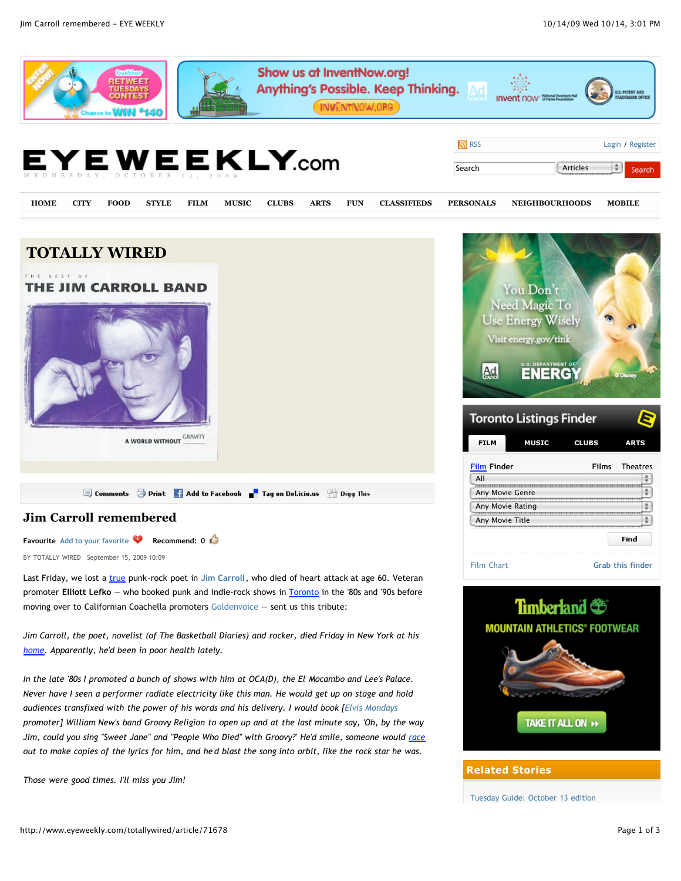# TOTALLY WIRED

Comments | Print | Add to Facebook | Tag on Del.icio.us | Digg This

## Jim Carroll remembered

Favourite Add to your favorite Recommend: 0

BY TOTALLY WIRED September 15, 2009 10:09

Last Friday, we lost a true punk-rock poet in Jim Carroll, who died of heart attack at age 60. Veteran promoter **Elliott Lefko** — who booked punk and indie-rock shows in Toronto in the '80s and '90s before moving over to Californian Coachella promoters Goldenvoice — sent us this tribute:

*Jim Carroll, the poet, novelist (of The Basketball Diaries) and rocker, died Friday in New York at his home. Apparently, he'd been in poor health lately.*

*In the late '80s I promoted a bunch of shows with him at OCA(D), the El Mocambo and Lee's Palace. Never have I seen a performer radiate electricity like this man. He would get up on stage and hold audiences transfixed with the power of his words and his delivery. I would book [Elvis Mondays promoter] William New's band Groovy Religion to open up and at the last minute say, 'Oh, by the way Jim, could you sing "Sweet Jane" and "People Who Died" with Groovy?' He'd smile, someone would race out to make copies of the lyrics for him, and he'd blast the song into orbit, like the rock star he was.*

*Those were good times. I'll miss you Jim!*

## Related Stories

Tuesday Guide: October 13 edition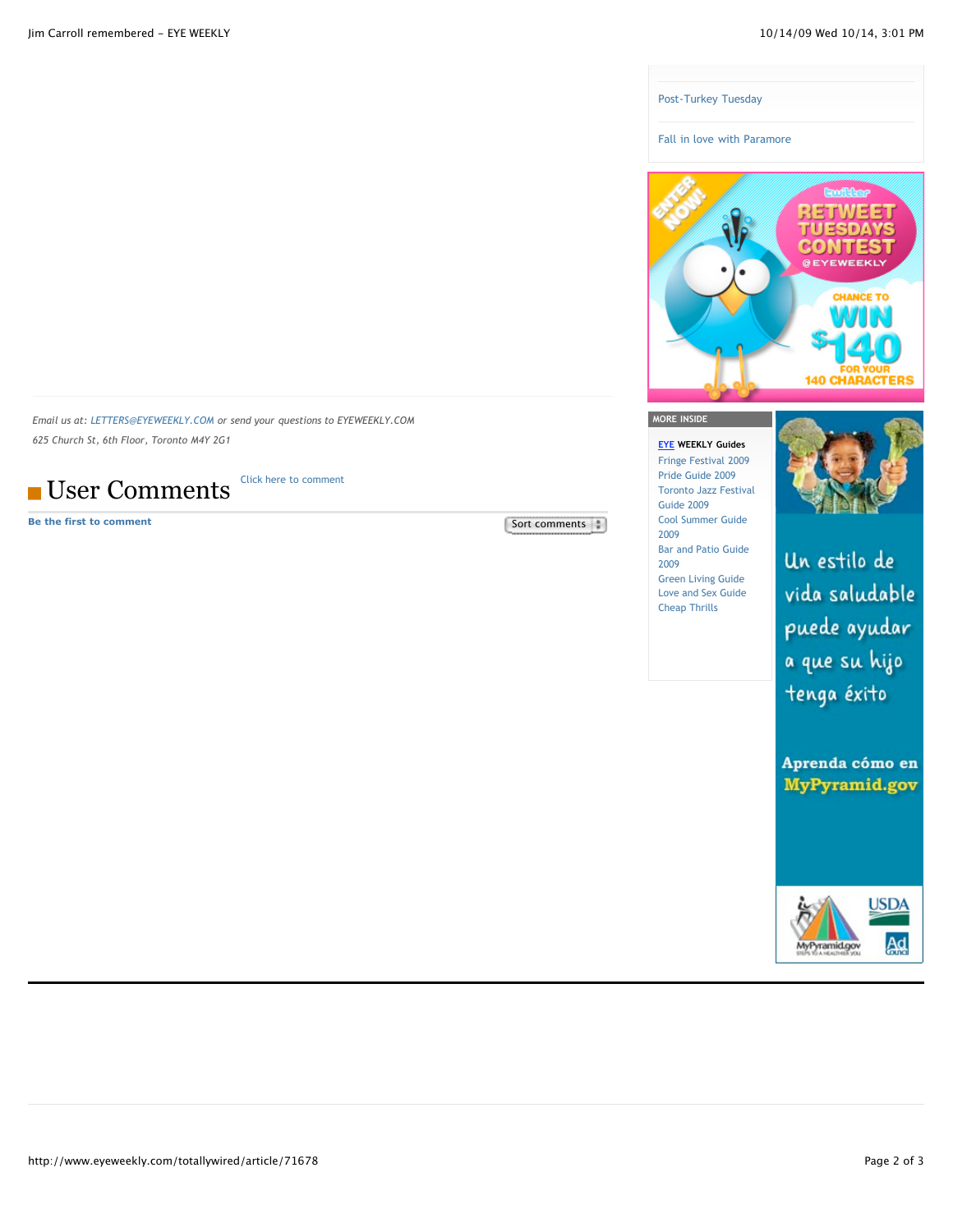*Email us at: LETTERS@EYEWEEKLY.COM or send your questions to EYEWEEKLY.COM*

*625 Church St, 6th Floor, Toronto M4Y 2G1*

## User Comments

Click here to comment

**Be the first to comment**

Sort comments

Post-Turkey Tuesday

Fall in love with Paramore

MORE INSIDE

**EYE WEEKLY Guides**

- Fringe Festival 2009
- Pride Guide 2009
- Toronto Jazz Festival Guide 2009
- Cool Summer Guide 2009
- Bar and Patio Guide 2009
- Green Living Guide
- Love and Sex Guide
- Cheap Thrills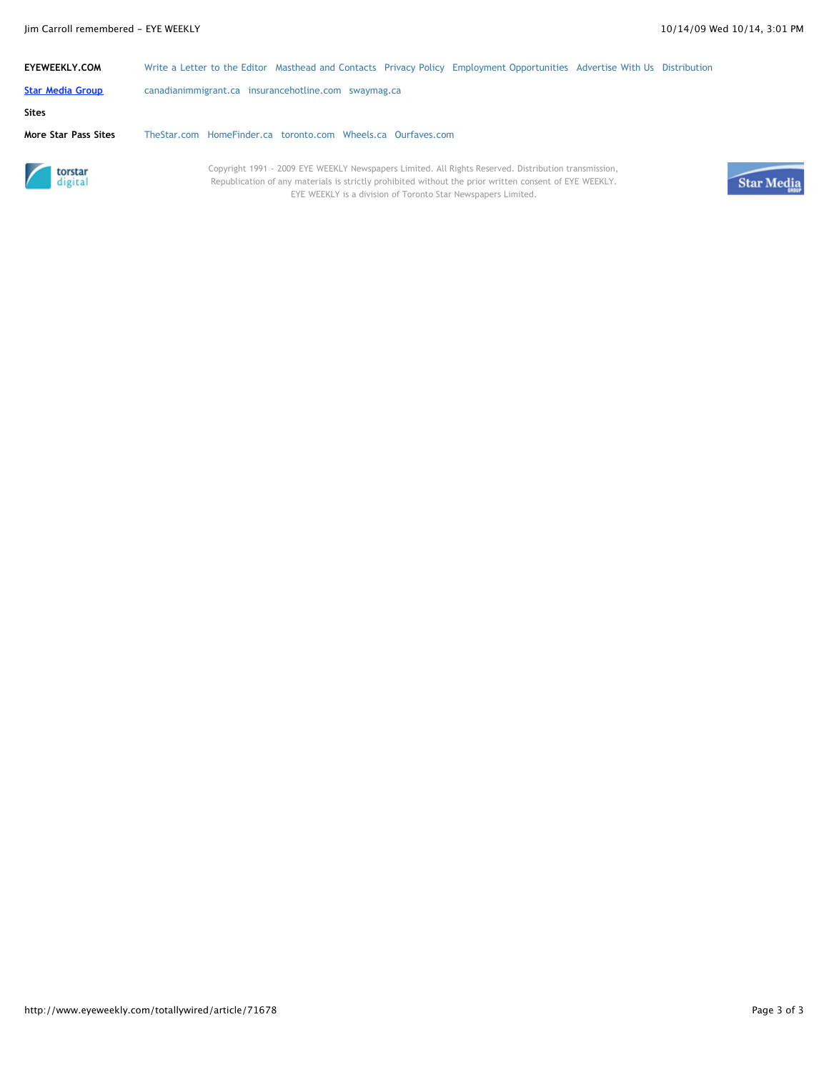**EYEWEEKLY.COM** Write a Letter to the Editor Masthead and Contacts Privacy Policy Employment Opportunities Advertise With Us Distribution

**Star Media Group Sites** canadianimmigrant.ca insurancehotline.com swaymag.ca

**More Star Pass Sites** TheStar.com HomeFinder.ca toronto.com Wheels.ca Ourfaves.com

torstar digital

Copyright 1991 - 2009 EYE WEEKLY Newspapers Limited. All Rights Reserved. Distribution transmission, Republication of any materials is strictly prohibited without the prior written consent of EYE WEEKLY. EYE WEEKLY is a division of Toronto Star Newspapers Limited.

Star Media Group